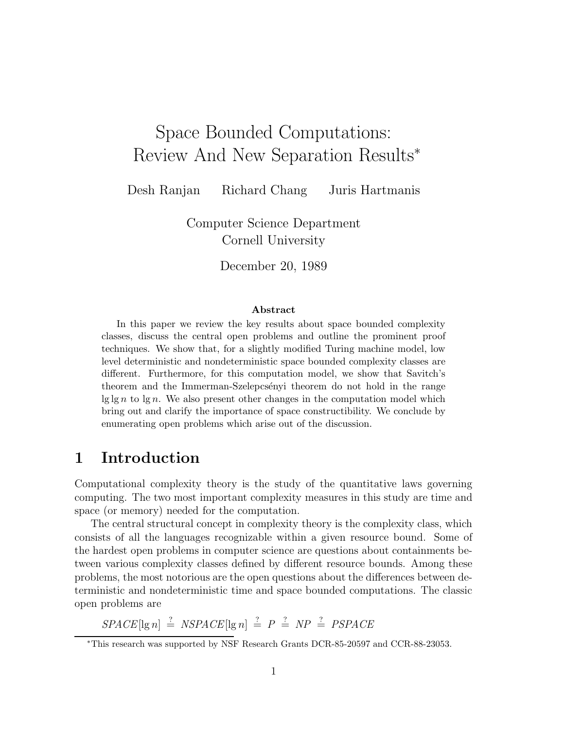# Space Bounded Computations: Review And New Separation Results[*]

Desh Ranjan    Richard Chang    Juris Hartmanis

Computer Science Department
Cornell University

December 20, 1989

**Abstract**

In this paper we review the key results about space bounded complexity classes, discuss the central open problems and outline the prominent proof techniques. We show that, for a slightly modified Turing machine model, low level deterministic and nondeterministic space bounded complexity classes are different. Furthermore, for this computation model, we show that Savitch's theorem and the Immerman-Szelepcsényi theorem do not hold in the range $\lg \lg n$ to $\lg n$. We also present other changes in the computation model which bring out and clarify the importance of space constructibility. We conclude by enumerating open problems which arise out of the discussion.

## 1 Introduction

Computational complexity theory is the study of the quantitative laws governing computing. The two most important complexity measures in this study are time and space (or memory) needed for the computation.

The central structural concept in complexity theory is the complexity class, which consists of all the languages recognizable within a given resource bound. Some of the hardest open problems in computer science are questions about containments between various complexity classes defined by different resource bounds. Among these problems, the most notorious are the open questions about the differences between deterministic and nondeterministic time and space bounded computations. The classic open problems are

$$\mathit{SPACE}[\lg n] \stackrel{?}{=} \mathit{NSPACE}[\lg n] \stackrel{?}{=} P \stackrel{?}{=} NP \stackrel{?}{=} \mathit{PSPACE}$$

[*] This research was supported by NSF Research Grants DCR-85-20597 and CCR-88-23053.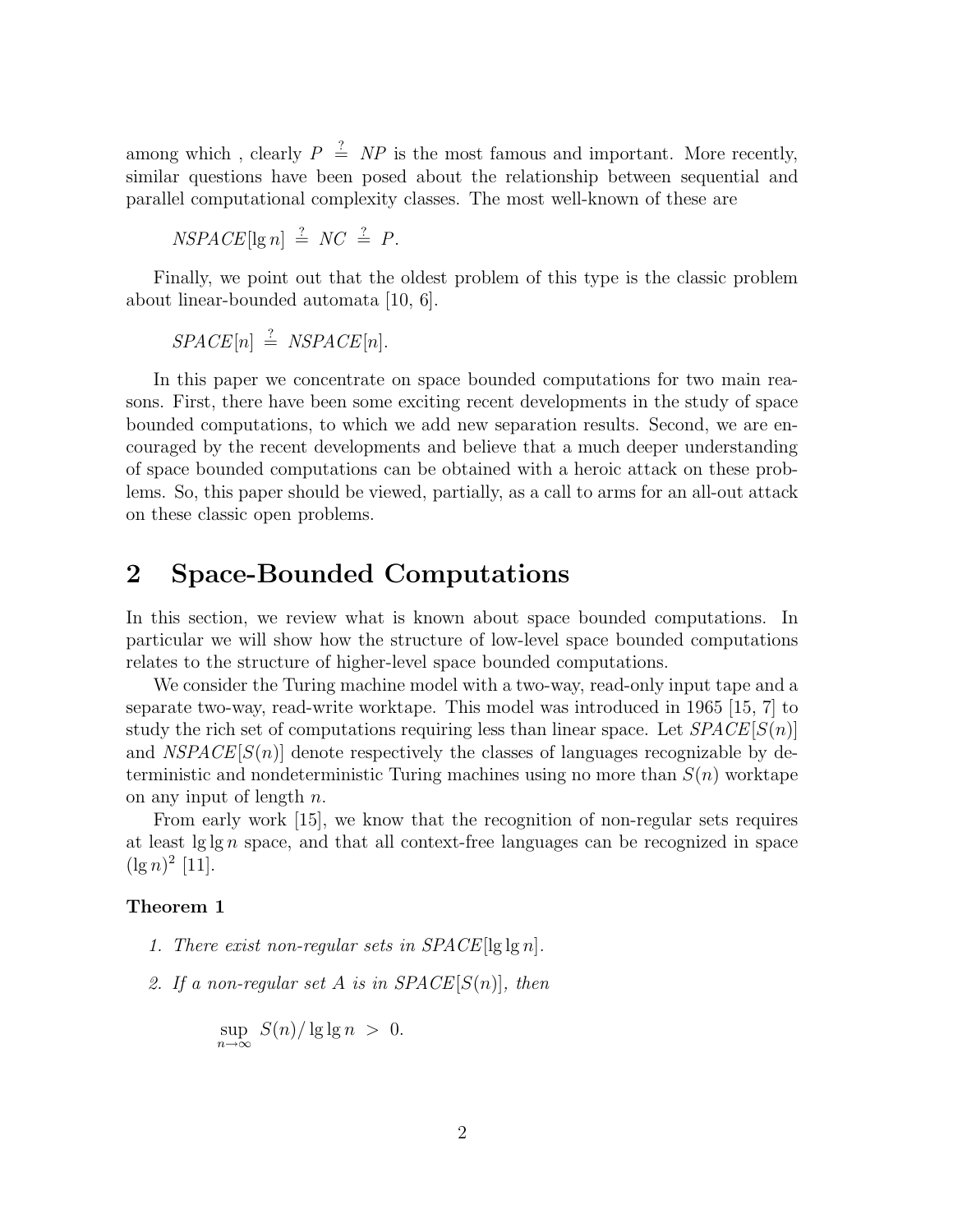among which , clearly $P \stackrel{?}{=} NP$ is the most famous and important. More recently, similar questions have been posed about the relationship between sequential and parallel computational complexity classes. The most well-known of these are

$$NSPACE[\lg n] \stackrel{?}{=} NC \stackrel{?}{=} P.$$

Finally, we point out that the oldest problem of this type is the classic problem about linear-bounded automata [10, 6].

$$SPACE[n] \stackrel{?}{=} NSPACE[n].$$

In this paper we concentrate on space bounded computations for two main reasons. First, there have been some exciting recent developments in the study of space bounded computations, to which we add new separation results. Second, we are encouraged by the recent developments and believe that a much deeper understanding of space bounded computations can be obtained with a heroic attack on these problems. So, this paper should be viewed, partially, as a call to arms for an all-out attack on these classic open problems.

## 2 Space-Bounded Computations

In this section, we review what is known about space bounded computations. In particular we will show how the structure of low-level space bounded computations relates to the structure of higher-level space bounded computations.

We consider the Turing machine model with a two-way, read-only input tape and a separate two-way, read-write worktape. This model was introduced in 1965 [15, 7] to study the rich set of computations requiring less than linear space. Let $SPACE[S(n)]$ and $NSPACE[S(n)]$ denote respectively the classes of languages recognizable by deterministic and nondeterministic Turing machines using no more than $S(n)$ worktape on any input of length $n$.

From early work [15], we know that the recognition of non-regular sets requires at least $\lg \lg n$ space, and that all context-free languages can be recognized in space $(\lg n)^2$ [11].

**Theorem 1**

1. *There exist non-regular sets in $SPACE[\lg \lg n]$.*
2. *If a non-regular set $A$ is in $SPACE[S(n)]$, then*

$$\sup_{n \to \infty} S(n)/\lg \lg n \ > \ 0.$$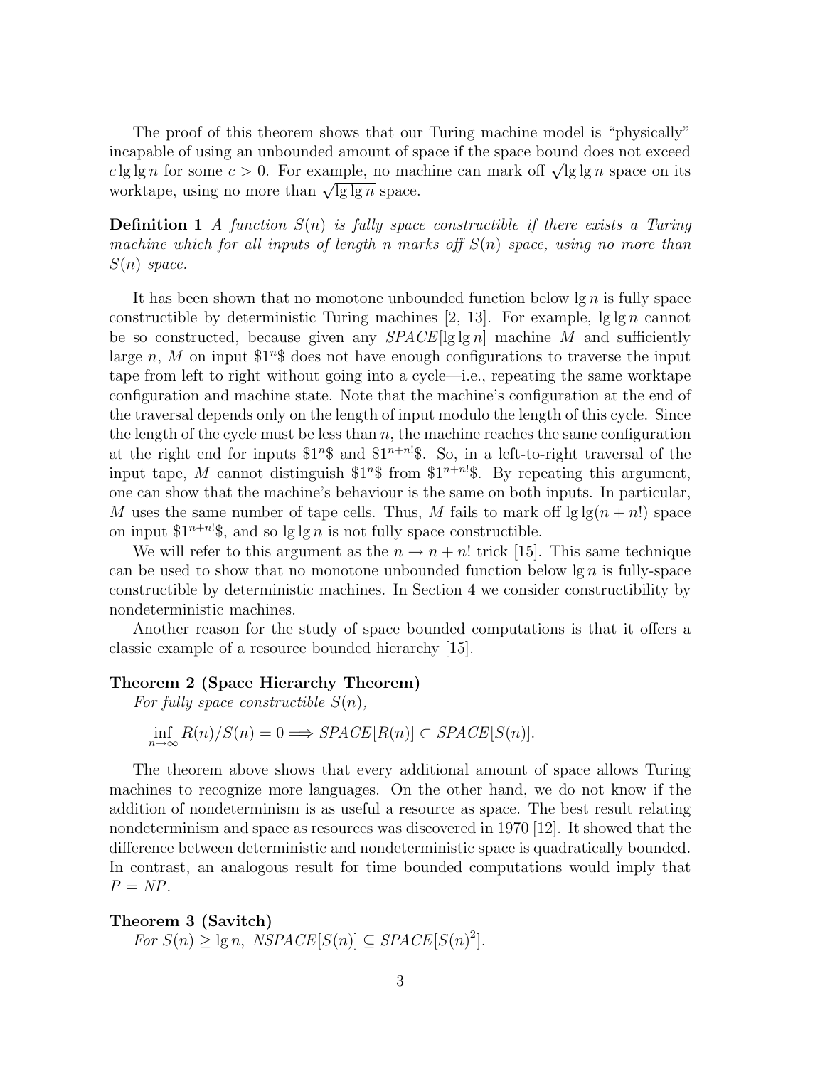The proof of this theorem shows that our Turing machine model is "physically" incapable of using an unbounded amount of space if the space bound does not exceed $c \lg \lg n$ for some $c > 0$. For example, no machine can mark off $\sqrt{\lg \lg n}$ space on its worktape, using no more than $\sqrt{\lg \lg n}$ space.

**Definition 1** *A function $S(n)$ is fully space constructible if there exists a Turing machine which for all inputs of length $n$ marks off $S(n)$ space, using no more than $S(n)$ space.*

It has been shown that no monotone unbounded function below $\lg n$ is fully space constructible by deterministic Turing machines [2, 13]. For example, $\lg \lg n$ cannot be so constructed, because given any $SPACE[\lg \lg n]$ machine $M$ and sufficiently large $n$, $M$ on input $\$1^n\$$ does not have enough configurations to traverse the input tape from left to right without going into a cycle—i.e., repeating the same worktape configuration and machine state. Note that the machine's configuration at the end of the traversal depends only on the length of input modulo the length of this cycle. Since the length of the cycle must be less than $n$, the machine reaches the same configuration at the right end for inputs $\$1^n\$$ and $\$1^{n+n!}\$$. So, in a left-to-right traversal of the input tape, $M$ cannot distinguish $\$1^n\$$ from $\$1^{n+n!}\$$. By repeating this argument, one can show that the machine's behaviour is the same on both inputs. In particular, $M$ uses the same number of tape cells. Thus, $M$ fails to mark off $\lg \lg(n + n!)$ space on input $\$1^{n+n!}\$$, and so $\lg \lg n$ is not fully space constructible.

We will refer to this argument as the $n \to n + n!$ trick [15]. This same technique can be used to show that no monotone unbounded function below $\lg n$ is fully-space constructible by deterministic machines. In Section 4 we consider constructibility by nondeterministic machines.

Another reason for the study of space bounded computations is that it offers a classic example of a resource bounded hierarchy [15].

**Theorem 2 (Space Hierarchy Theorem)**
*For fully space constructible $S(n)$,*

$$\inf_{n \to \infty} R(n)/S(n) = 0 \Longrightarrow SPACE[R(n)] \subset SPACE[S(n)].$$

The theorem above shows that every additional amount of space allows Turing machines to recognize more languages. On the other hand, we do not know if the addition of nondeterminism is as useful a resource as space. The best result relating nondeterminism and space as resources was discovered in 1970 [12]. It showed that the difference between deterministic and nondeterministic space is quadratically bounded. In contrast, an analogous result for time bounded computations would imply that $P = NP$.

**Theorem 3 (Savitch)**
*For $S(n) \geq \lg n$, $NSPACE[S(n)] \subseteq SPACE[S(n)^2]$.*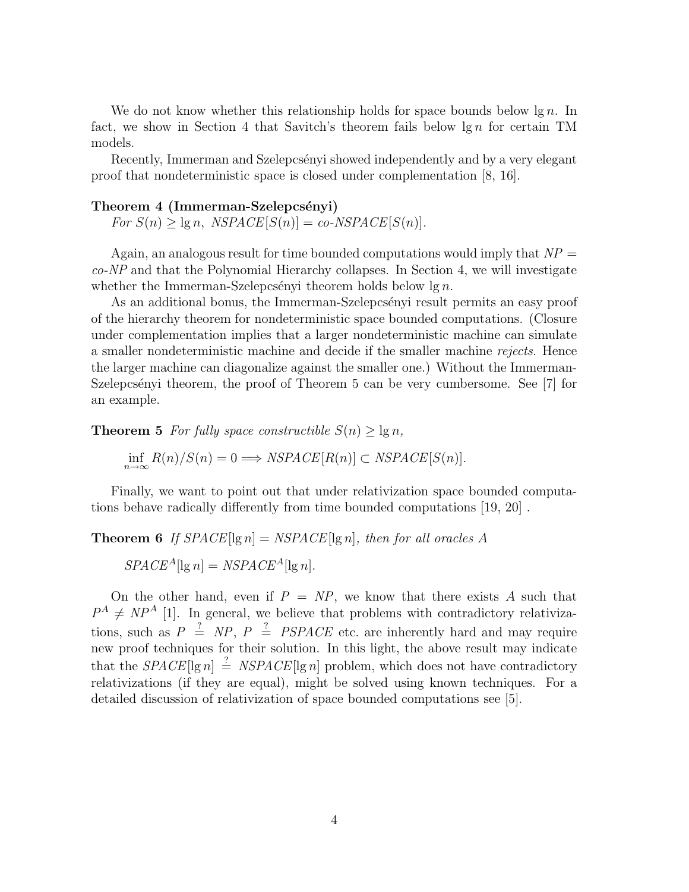We do not know whether this relationship holds for space bounds below $\lg n$. In fact, we show in Section 4 that Savitch's theorem fails below $\lg n$ for certain TM models.

Recently, Immerman and Szelepcsényi showed independently and by a very elegant proof that nondeterministic space is closed under complementation [8, 16].

**Theorem 4 (Immerman-Szelepcsényi)**
*For* $S(n) \geq \lg n$, $NSPACE[S(n)] = co\text{-}NSPACE[S(n)]$.

Again, an analogous result for time bounded computations would imply that $NP = co\text{-}NP$ and that the Polynomial Hierarchy collapses. In Section 4, we will investigate whether the Immerman-Szelepcsényi theorem holds below $\lg n$.

As an additional bonus, the Immerman-Szelepcsényi result permits an easy proof of the hierarchy theorem for nondeterministic space bounded computations. (Closure under complementation implies that a larger nondeterministic machine can simulate a smaller nondeterministic machine and decide if the smaller machine *rejects*. Hence the larger machine can diagonalize against the smaller one.) Without the Immerman-Szelepcsényi theorem, the proof of Theorem 5 can be very cumbersome. See [7] for an example.

**Theorem 5** *For fully space constructible* $S(n) \geq \lg n$,

$$\inf_{n \to \infty} R(n)/S(n) = 0 \Longrightarrow NSPACE[R(n)] \subset NSPACE[S(n)].$$

Finally, we want to point out that under relativization space bounded computations behave radically differently from time bounded computations [19, 20] .

**Theorem 6** *If* $SPACE[\lg n] = NSPACE[\lg n]$*, then for all oracles* $A$

$$SPACE^A[\lg n] = NSPACE^A[\lg n].$$

On the other hand, even if $P = NP$, we know that there exists $A$ such that $P^A \neq NP^A$ [1]. In general, we believe that problems with contradictory relativizations, such as $P \stackrel{?}{=} NP$, $P \stackrel{?}{=} PSPACE$ etc. are inherently hard and may require new proof techniques for their solution. In this light, the above result may indicate that the $SPACE[\lg n] \stackrel{?}{=} NSPACE[\lg n]$ problem, which does not have contradictory relativizations (if they are equal), might be solved using known techniques. For a detailed discussion of relativization of space bounded computations see [5].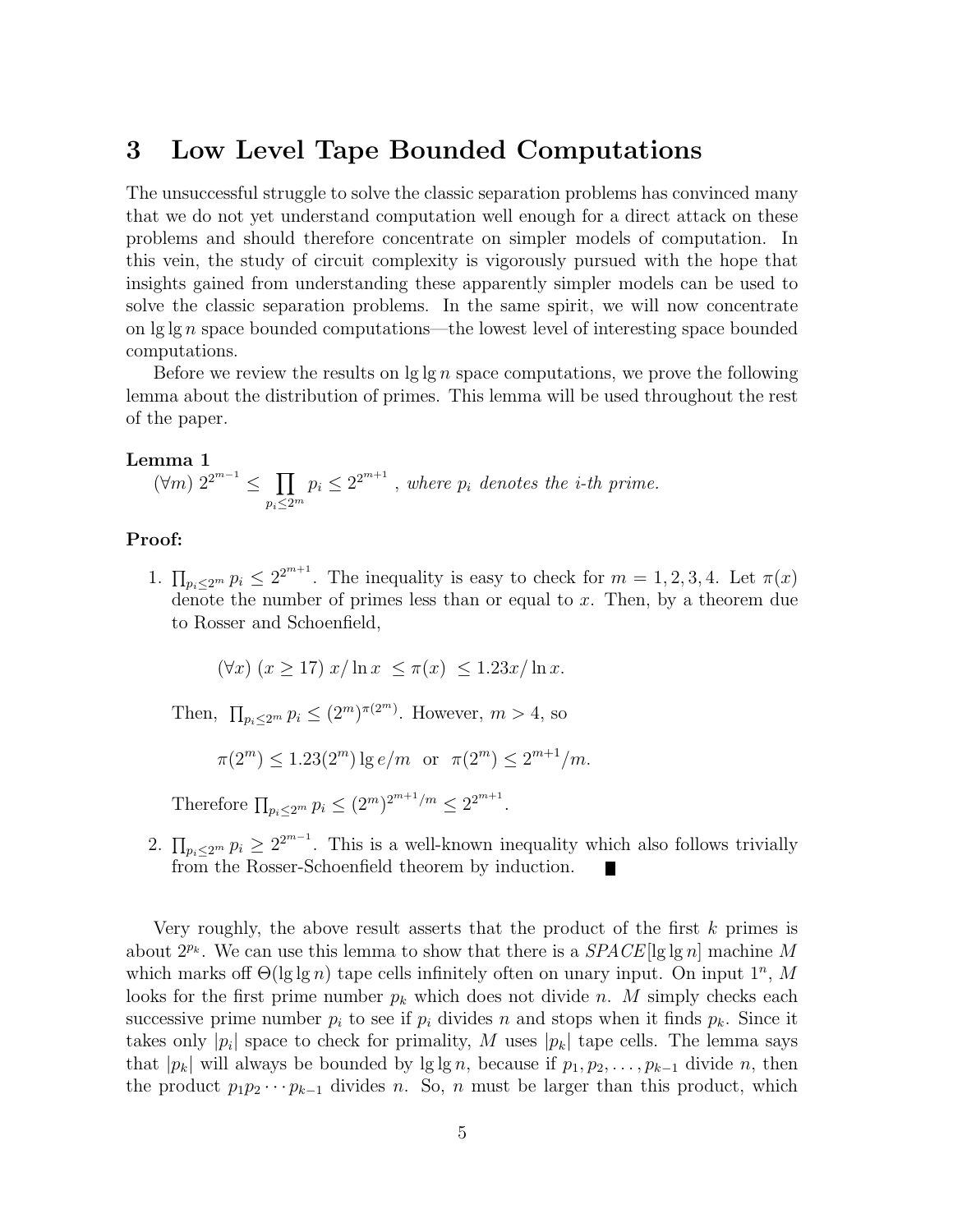## 3 Low Level Tape Bounded Computations

The unsuccessful struggle to solve the classic separation problems has convinced many that we do not yet understand computation well enough for a direct attack on these problems and should therefore concentrate on simpler models of computation. In this vein, the study of circuit complexity is vigorously pursued with the hope that insights gained from understanding these apparently simpler models can be used to solve the classic separation problems. In the same spirit, we will now concentrate on $\lg\lg n$ space bounded computations—the lowest level of interesting space bounded computations.

Before we review the results on $\lg\lg n$ space computations, we prove the following lemma about the distribution of primes. This lemma will be used throughout the rest of the paper.

**Lemma 1**
$(\forall m)\ 2^{2^{m-1}} \leq \prod_{p_i \leq 2^m} p_i \leq 2^{2^{m+1}}$ , *where $p_i$ denotes the i-th prime.*

**Proof:**

1. $\prod_{p_i \leq 2^m} p_i \leq 2^{2^{m+1}}$. The inequality is easy to check for $m = 1, 2, 3, 4$. Let $\pi(x)$ denote the number of primes less than or equal to $x$. Then, by a theorem due to Rosser and Schoenfield,

   $$(\forall x)\ (x \geq 17)\ x/\ln x \ \leq \pi(x)\ \leq 1.23x/\ln x.$$

   Then, $\prod_{p_i \leq 2^m} p_i \leq (2^m)^{\pi(2^m)}$. However, $m > 4$, so

   $$\pi(2^m) \leq 1.23(2^m)\lg e/m \ \text{ or } \ \pi(2^m) \leq 2^{m+1}/m.$$

   Therefore $\prod_{p_i \leq 2^m} p_i \leq (2^m)^{2^{m+1}/m} \leq 2^{2^{m+1}}$.

2. $\prod_{p_i \leq 2^m} p_i \geq 2^{2^{m-1}}$. This is a well-known inequality which also follows trivially from the Rosser-Schoenfield theorem by induction. ∎

Very roughly, the above result asserts that the product of the first $k$ primes is about $2^{p_k}$. We can use this lemma to show that there is a $SPACE[\lg\lg n]$ machine $M$ which marks off $\Theta(\lg\lg n)$ tape cells infinitely often on unary input. On input $1^n$, $M$ looks for the first prime number $p_k$ which does not divide $n$. $M$ simply checks each successive prime number $p_i$ to see if $p_i$ divides $n$ and stops when it finds $p_k$. Since it takes only $|p_i|$ space to check for primality, $M$ uses $|p_k|$ tape cells. The lemma says that $|p_k|$ will always be bounded by $\lg\lg n$, because if $p_1, p_2, \ldots, p_{k-1}$ divide $n$, then the product $p_1 p_2 \cdots p_{k-1}$ divides $n$. So, $n$ must be larger than this product, which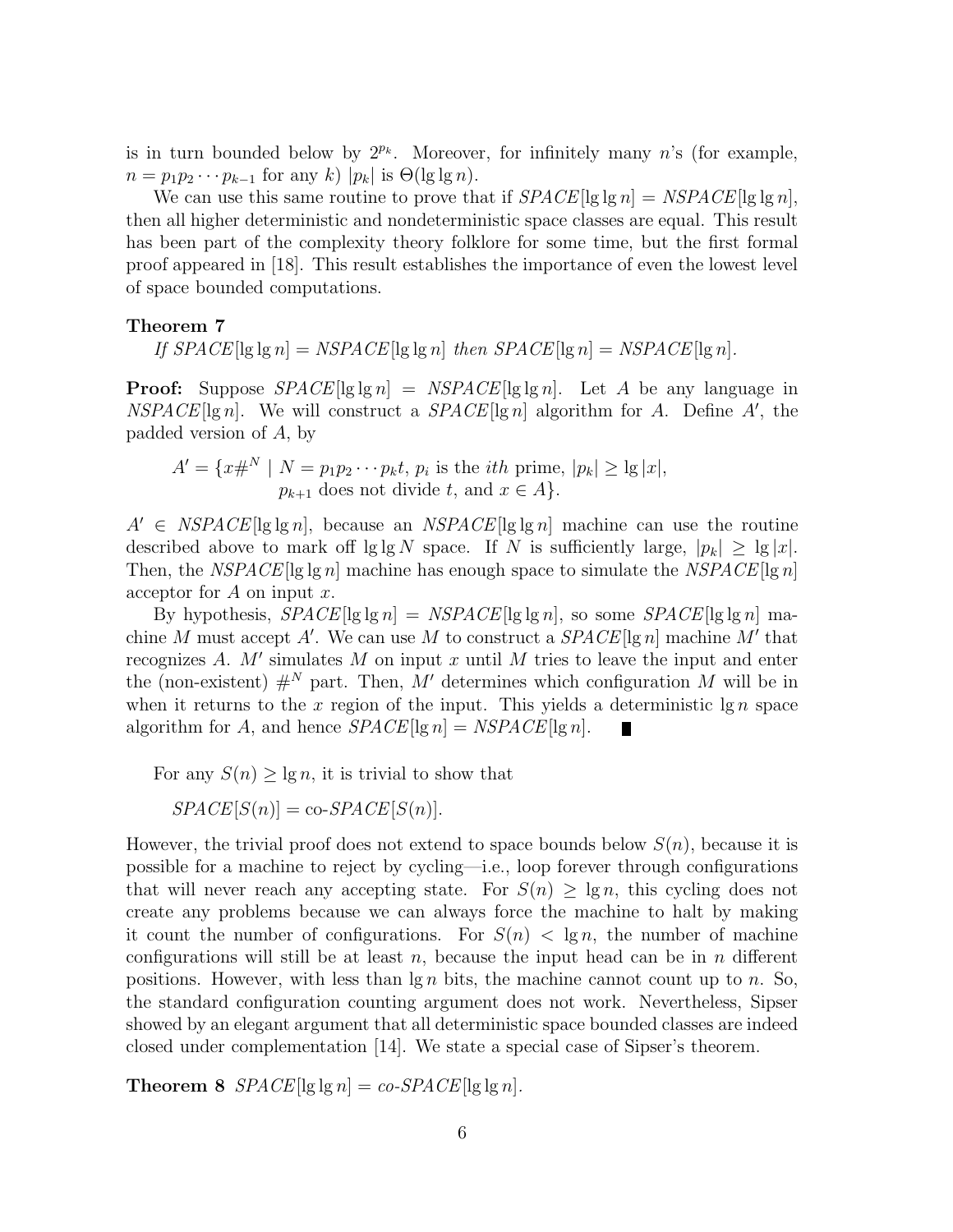is in turn bounded below by $2^{p_k}$. Moreover, for infinitely many $n$'s (for example, $n = p_1 p_2 \cdots p_{k-1}$ for any $k$) $|p_k|$ is $\Theta(\lg \lg n)$.

We can use this same routine to prove that if $SPACE[\lg \lg n] = NSPACE[\lg \lg n]$, then all higher deterministic and nondeterministic space classes are equal. This result has been part of the complexity theory folklore for some time, but the first formal proof appeared in [18]. This result establishes the importance of even the lowest level of space bounded computations.

**Theorem 7**

*If $SPACE[\lg \lg n] = NSPACE[\lg \lg n]$ then $SPACE[\lg n] = NSPACE[\lg n]$.*

**Proof:** Suppose $SPACE[\lg \lg n] = NSPACE[\lg \lg n]$. Let $A$ be any language in $NSPACE[\lg n]$. We will construct a $SPACE[\lg n]$ algorithm for $A$. Define $A'$, the padded version of $A$, by

$$A' = \{x\#^N \mid N = p_1 p_2 \cdots p_k t,\ p_i \text{ is the } ith \text{ prime},\ |p_k| \geq \lg |x|,\ p_{k+1} \text{ does not divide } t, \text{ and } x \in A\}.$$

$A' \in NSPACE[\lg \lg n]$, because an $NSPACE[\lg \lg n]$ machine can use the routine described above to mark off $\lg \lg N$ space. If $N$ is sufficiently large, $|p_k| \geq \lg |x|$. Then, the $NSPACE[\lg \lg n]$ machine has enough space to simulate the $NSPACE[\lg n]$ acceptor for $A$ on input $x$.

By hypothesis, $SPACE[\lg \lg n] = NSPACE[\lg \lg n]$, so some $SPACE[\lg \lg n]$ machine $M$ must accept $A'$. We can use $M$ to construct a $SPACE[\lg n]$ machine $M'$ that recognizes $A$. $M'$ simulates $M$ on input $x$ until $M$ tries to leave the input and enter the (non-existent) $\#^N$ part. Then, $M'$ determines which configuration $M$ will be in when it returns to the $x$ region of the input. This yields a deterministic $\lg n$ space algorithm for $A$, and hence $SPACE[\lg n] = NSPACE[\lg n]$. ∎

For any $S(n) \geq \lg n$, it is trivial to show that

$$SPACE[S(n)] = \text{co-}SPACE[S(n)].$$

However, the trivial proof does not extend to space bounds below $S(n)$, because it is possible for a machine to reject by cycling—i.e., loop forever through configurations that will never reach any accepting state. For $S(n) \geq \lg n$, this cycling does not create any problems because we can always force the machine to halt by making it count the number of configurations. For $S(n) < \lg n$, the number of machine configurations will still be at least $n$, because the input head can be in $n$ different positions. However, with less than $\lg n$ bits, the machine cannot count up to $n$. So, the standard configuration counting argument does not work. Nevertheless, Sipser showed by an elegant argument that all deterministic space bounded classes are indeed closed under complementation [14]. We state a special case of Sipser's theorem.

**Theorem 8** *$SPACE[\lg \lg n] = co\text{-}SPACE[\lg \lg n]$.*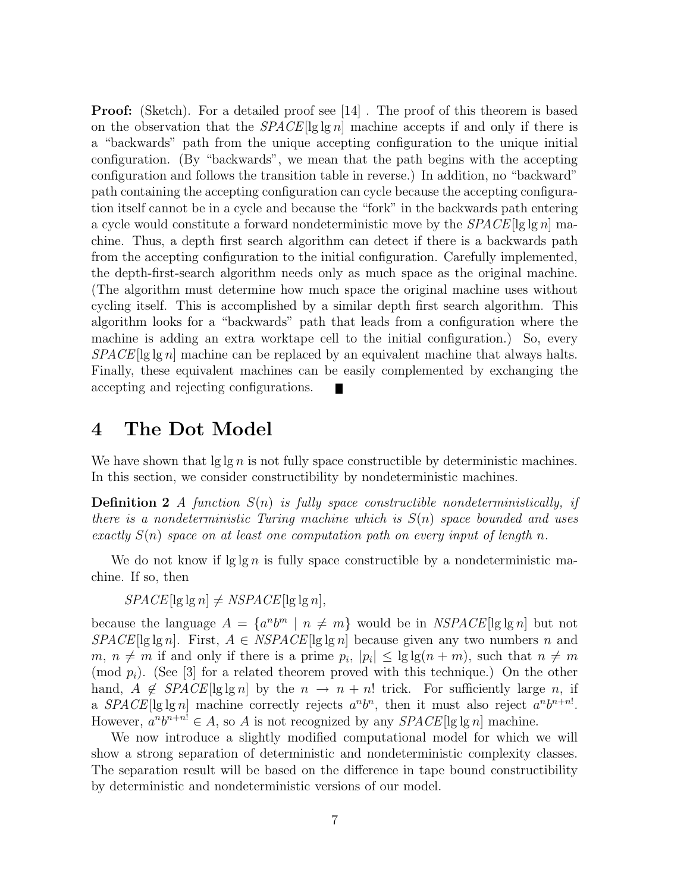**Proof:** (Sketch). For a detailed proof see [14] . The proof of this theorem is based on the observation that the $SPACE[\lg\lg n]$ machine accepts if and only if there is a "backwards" path from the unique accepting configuration to the unique initial configuration. (By "backwards", we mean that the path begins with the accepting configuration and follows the transition table in reverse.) In addition, no "backward" path containing the accepting configuration can cycle because the accepting configuration itself cannot be in a cycle and because the "fork" in the backwards path entering a cycle would constitute a forward nondeterministic move by the $SPACE[\lg\lg n]$ machine. Thus, a depth first search algorithm can detect if there is a backwards path from the accepting configuration to the initial configuration. Carefully implemented, the depth-first-search algorithm needs only as much space as the original machine. (The algorithm must determine how much space the original machine uses without cycling itself. This is accomplished by a similar depth first search algorithm. This algorithm looks for a "backwards" path that leads from a configuration where the machine is adding an extra worktape cell to the initial configuration.) So, every $SPACE[\lg\lg n]$ machine can be replaced by an equivalent machine that always halts. Finally, these equivalent machines can be easily complemented by exchanging the accepting and rejecting configurations. ∎

# 4 The Dot Model

We have shown that $\lg\lg n$ is not fully space constructible by deterministic machines. In this section, we consider constructibility by nondeterministic machines.

**Definition 2** *A function $S(n)$ is fully space constructible nondeterministically, if there is a nondeterministic Turing machine which is $S(n)$ space bounded and uses exactly $S(n)$ space on at least one computation path on every input of length $n$.*

We do not know if $\lg\lg n$ is fully space constructible by a nondeterministic machine. If so, then

$$SPACE[\lg\lg n] \neq NSPACE[\lg\lg n],$$

because the language $A = \{a^n b^m \mid n \neq m\}$ would be in $NSPACE[\lg\lg n]$ but not $SPACE[\lg\lg n]$. First, $A \in NSPACE[\lg\lg n]$ because given any two numbers $n$ and $m$, $n \neq m$ if and only if there is a prime $p_i$, $|p_i| \leq \lg\lg(n+m)$, such that $n \neq m$ (mod $p_i$). (See [3] for a related theorem proved with this technique.) On the other hand, $A \notin SPACE[\lg\lg n]$ by the $n \to n + n!$ trick. For sufficiently large $n$, if a $SPACE[\lg\lg n]$ machine correctly rejects $a^n b^n$, then it must also reject $a^n b^{n+n!}$. However, $a^n b^{n+n!} \in A$, so $A$ is not recognized by any $SPACE[\lg\lg n]$ machine.

We now introduce a slightly modified computational model for which we will show a strong separation of deterministic and nondeterministic complexity classes. The separation result will be based on the difference in tape bound constructibility by deterministic and nondeterministic versions of our model.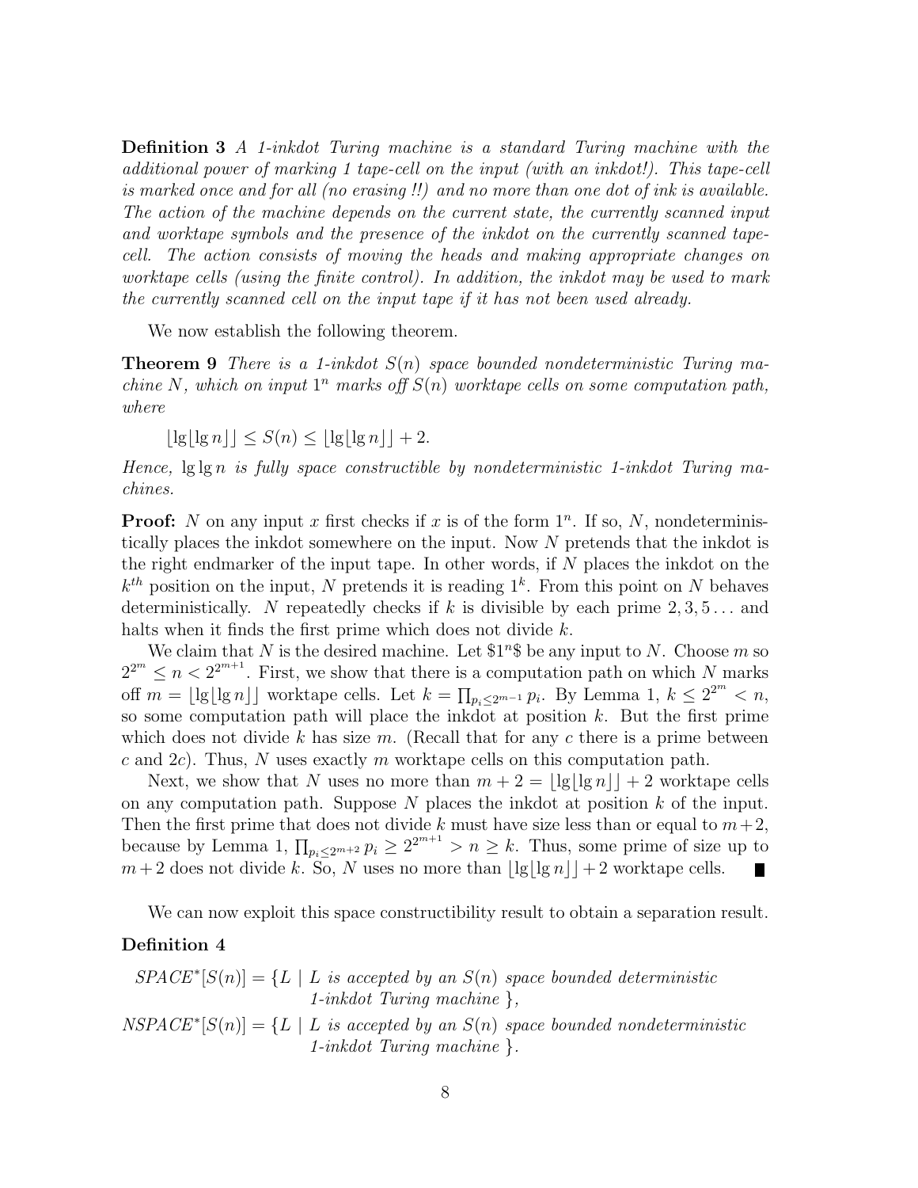**Definition 3** *A 1-inkdot Turing machine is a standard Turing machine with the additional power of marking 1 tape-cell on the input (with an inkdot!). This tape-cell is marked once and for all (no erasing !!) and no more than one dot of ink is available. The action of the machine depends on the current state, the currently scanned input and worktape symbols and the presence of the inkdot on the currently scanned tape-cell. The action consists of moving the heads and making appropriate changes on worktape cells (using the finite control). In addition, the inkdot may be used to mark the currently scanned cell on the input tape if it has not been used already.*

We now establish the following theorem.

**Theorem 9** *There is a 1-inkdot $S(n)$ space bounded nondeterministic Turing machine $N$, which on input $1^n$ marks off $S(n)$ worktape cells on some computation path, where*

$$\lfloor \lg \lfloor \lg n \rfloor \rfloor \leq S(n) \leq \lfloor \lg \lfloor \lg n \rfloor \rfloor + 2.$$

*Hence, $\lg \lg n$ is fully space constructible by nondeterministic 1-inkdot Turing machines.*

**Proof:** $N$ on any input $x$ first checks if $x$ is of the form $1^n$. If so, $N$, nondeterministically places the inkdot somewhere on the input. Now $N$ pretends that the inkdot is the right endmarker of the input tape. In other words, if $N$ places the inkdot on the $k^{th}$ position on the input, $N$ pretends it is reading $1^k$. From this point on $N$ behaves deterministically. $N$ repeatedly checks if $k$ is divisible by each prime $2, 3, 5 \ldots$ and halts when it finds the first prime which does not divide $k$.

We claim that $N$ is the desired machine. Let $\$1^n\$$ be any input to $N$. Choose $m$ so $2^{2^m} \leq n < 2^{2^{m+1}}$. First, we show that there is a computation path on which $N$ marks off $m = \lfloor \lg \lfloor \lg n \rfloor \rfloor$ worktape cells. Let $k = \prod_{p_i \leq 2^{m-1}} p_i$. By Lemma 1, $k \leq 2^{2^m} < n$, so some computation path will place the inkdot at position $k$. But the first prime which does not divide $k$ has size $m$. (Recall that for any $c$ there is a prime between $c$ and $2c$). Thus, $N$ uses exactly $m$ worktape cells on this computation path.

Next, we show that $N$ uses no more than $m + 2 = \lfloor \lg \lfloor \lg n \rfloor \rfloor + 2$ worktape cells on any computation path. Suppose $N$ places the inkdot at position $k$ of the input. Then the first prime that does not divide $k$ must have size less than or equal to $m+2$, because by Lemma 1, $\prod_{p_i \leq 2^{m+2}} p_i \geq 2^{2^{m+1}} > n \geq k$. Thus, some prime of size up to $m+2$ does not divide $k$. So, $N$ uses no more than $\lfloor \lg \lfloor \lg n \rfloor \rfloor + 2$ worktape cells. ∎

We can now exploit this space constructibility result to obtain a separation result.

**Definition 4**

$SPACE^*[S(n)] = \{L \mid L$ *is accepted by an $S(n)$ space bounded deterministic 1-inkdot Turing machine* $\}$,

$NSPACE^*[S(n)] = \{L \mid L$ *is accepted by an $S(n)$ space bounded nondeterministic 1-inkdot Turing machine* $\}$.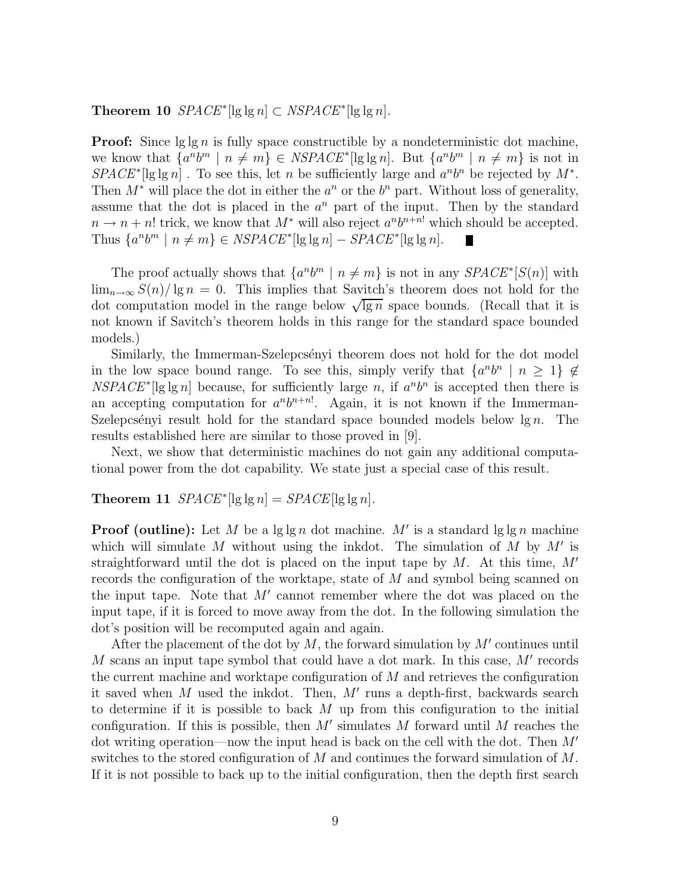**Theorem 10** $SPACE^*[\lg\lg n] \subset NSPACE^*[\lg\lg n]$.

**Proof:** Since $\lg\lg n$ is fully space constructible by a nondeterministic dot machine, we know that $\{a^n b^m \mid n \neq m\} \in NSPACE^*[\lg\lg n]$. But $\{a^n b^m \mid n \neq m\}$ is not in $SPACE^*[\lg\lg n]$ . To see this, let $n$ be sufficiently large and $a^n b^n$ be rejected by $M^*$. Then $M^*$ will place the dot in either the $a^n$ or the $b^n$ part. Without loss of generality, assume that the dot is placed in the $a^n$ part of the input. Then by the standard $n \to n + n!$ trick, we know that $M^*$ will also reject $a^n b^{n+n!}$ which should be accepted. Thus $\{a^n b^m \mid n \neq m\} \in NSPACE^*[\lg\lg n] - SPACE^*[\lg\lg n]$. ∎

The proof actually shows that $\{a^n b^m \mid n \neq m\}$ is not in any $SPACE^*[S(n)]$ with $\lim_{n\to\infty} S(n)/\lg n = 0$. This implies that Savitch's theorem does not hold for the dot computation model in the range below $\sqrt{\lg n}$ space bounds. (Recall that it is not known if Savitch's theorem holds in this range for the standard space bounded models.)

Similarly, the Immerman-Szelepcsényi theorem does not hold for the dot model in the low space bound range. To see this, simply verify that $\{a^n b^n \mid n \geq 1\} \notin NSPACE^*[\lg\lg n]$ because, for sufficiently large $n$, if $a^n b^n$ is accepted then there is an accepting computation for $a^n b^{n+n!}$. Again, it is not known if the Immerman-Szelepcsényi result hold for the standard space bounded models below $\lg n$. The results established here are similar to those proved in [9].

Next, we show that deterministic machines do not gain any additional computational power from the dot capability. We state just a special case of this result.

**Theorem 11** $SPACE^*[\lg\lg n] = SPACE[\lg\lg n]$.

**Proof (outline):** Let $M$ be a $\lg\lg n$ dot machine. $M'$ is a standard $\lg\lg n$ machine which will simulate $M$ without using the inkdot. The simulation of $M$ by $M'$ is straightforward until the dot is placed on the input tape by $M$. At this time, $M'$ records the configuration of the worktape, state of $M$ and symbol being scanned on the input tape. Note that $M'$ cannot remember where the dot was placed on the input tape, if it is forced to move away from the dot. In the following simulation the dot's position will be recomputed again and again.

After the placement of the dot by $M$, the forward simulation by $M'$ continues until $M$ scans an input tape symbol that could have a dot mark. In this case, $M'$ records the current machine and worktape configuration of $M$ and retrieves the configuration it saved when $M$ used the inkdot. Then, $M'$ runs a depth-first, backwards search to determine if it is possible to back $M$ up from this configuration to the initial configuration. If this is possible, then $M'$ simulates $M$ forward until $M$ reaches the dot writing operation—now the input head is back on the cell with the dot. Then $M'$ switches to the stored configuration of $M$ and continues the forward simulation of $M$. If it is not possible to back up to the initial configuration, then the depth first search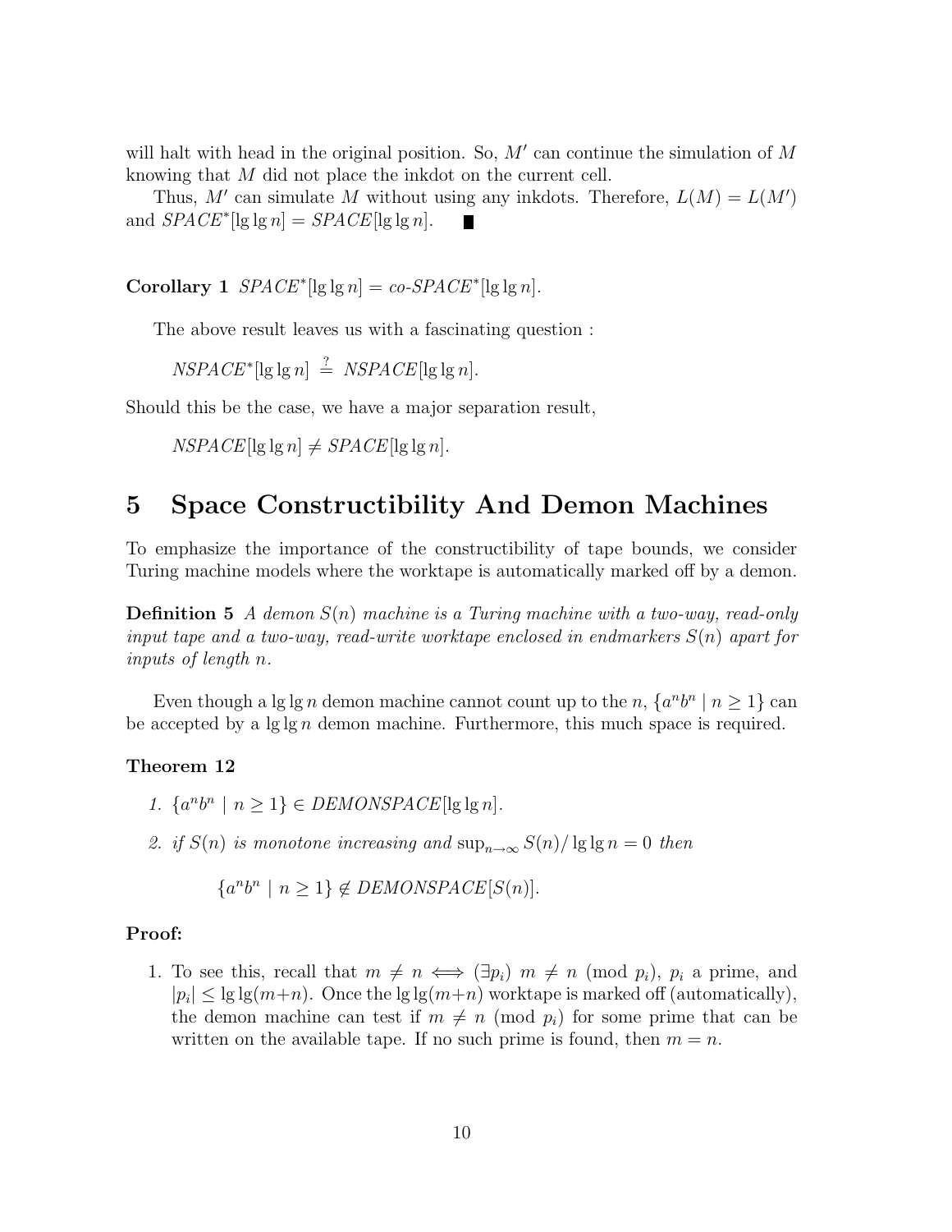will halt with head in the original position. So, $M'$ can continue the simulation of $M$ knowing that $M$ did not place the inkdot on the current cell.

Thus, $M'$ can simulate $M$ without using any inkdots. Therefore, $L(M) = L(M')$ and $SPACE^*[\lg \lg n] = SPACE[\lg \lg n]$. ∎

**Corollary 1** *$SPACE^*[\lg \lg n] = co\text{-}SPACE^*[\lg \lg n]$.*

The above result leaves us with a fascinating question :

$$NSPACE^*[\lg \lg n] \stackrel{?}{=} NSPACE[\lg \lg n].$$

Should this be the case, we have a major separation result,

$$NSPACE[\lg \lg n] \neq SPACE[\lg \lg n].$$

# 5 Space Constructibility And Demon Machines

To emphasize the importance of the constructibility of tape bounds, we consider Turing machine models where the worktape is automatically marked off by a demon.

**Definition 5** *A demon $S(n)$ machine is a Turing machine with a two-way, read-only input tape and a two-way, read-write worktape enclosed in endmarkers $S(n)$ apart for inputs of length $n$.*

Even though a $\lg \lg n$ demon machine cannot count up to the $n$, $\{a^n b^n \mid n \geq 1\}$ can be accepted by a $\lg \lg n$ demon machine. Furthermore, this much space is required.

**Theorem 12**

1. *$\{a^n b^n \mid n \geq 1\} \in DEMONSPACE[\lg \lg n]$.*
2. *if $S(n)$ is monotone increasing and $\sup_{n \to \infty} S(n)/\lg \lg n = 0$ then*

$$\{a^n b^n \mid n \geq 1\} \notin DEMONSPACE[S(n)].$$

**Proof:**

1. To see this, recall that $m \neq n \iff (\exists p_i)\ m \neq n \pmod{p_i}$, $p_i$ a prime, and $|p_i| \leq \lg \lg (m+n)$. Once the $\lg \lg (m+n)$ worktape is marked off (automatically), the demon machine can test if $m \neq n \pmod{p_i}$ for some prime that can be written on the available tape. If no such prime is found, then $m = n$.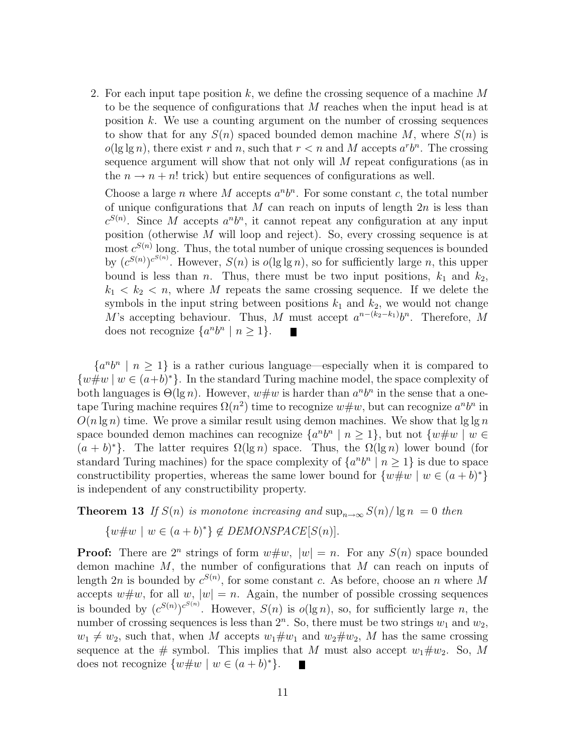2. For each input tape position $k$, we define the crossing sequence of a machine $M$ to be the sequence of configurations that $M$ reaches when the input head is at position $k$. We use a counting argument on the number of crossing sequences to show that for any $S(n)$ spaced bounded demon machine $M$, where $S(n)$ is $o(\lg \lg n)$, there exist $r$ and $n$, such that $r < n$ and $M$ accepts $a^r b^n$. The crossing sequence argument will show that not only will $M$ repeat configurations (as in the $n \to n + n!$ trick) but entire sequences of configurations as well.

   Choose a large $n$ where $M$ accepts $a^n b^n$. For some constant $c$, the total number of unique configurations that $M$ can reach on inputs of length $2n$ is less than $c^{S(n)}$. Since $M$ accepts $a^n b^n$, it cannot repeat any configuration at any input position (otherwise $M$ will loop and reject). So, every crossing sequence is at most $c^{S(n)}$ long. Thus, the total number of unique crossing sequences is bounded by $(c^{S(n)})^{c^{S(n)}}$. However, $S(n)$ is $o(\lg \lg n)$, so for sufficiently large $n$, this upper bound is less than $n$. Thus, there must be two input positions, $k_1$ and $k_2$, $k_1 < k_2 < n$, where $M$ repeats the same crossing sequence. If we delete the symbols in the input string between positions $k_1$ and $k_2$, we would not change $M$'s accepting behaviour. Thus, $M$ must accept $a^{n-(k_2-k_1)} b^n$. Therefore, $M$ does not recognize $\{a^n b^n \mid n \geq 1\}$. ∎

$\{a^n b^n \mid n \geq 1\}$ is a rather curious language—especially when it is compared to $\{w\#w \mid w \in (a+b)^*\}$. In the standard Turing machine model, the space complexity of both languages is $\Theta(\lg n)$. However, $w\#w$ is harder than $a^n b^n$ in the sense that a one-tape Turing machine requires $\Omega(n^2)$ time to recognize $w\#w$, but can recognize $a^n b^n$ in $O(n \lg n)$ time. We prove a similar result using demon machines. We show that $\lg \lg n$ space bounded demon machines can recognize $\{a^n b^n \mid n \geq 1\}$, but not $\{w\#w \mid w \in (a+b)^*\}$. The latter requires $\Omega(\lg n)$ space. Thus, the $\Omega(\lg n)$ lower bound (for standard Turing machines) for the space complexity of $\{a^n b^n \mid n \geq 1\}$ is due to space constructibility properties, whereas the same lower bound for $\{w\#w \mid w \in (a+b)^*\}$ is independent of any constructibility property.

**Theorem 13** *If $S(n)$ is monotone increasing and $\sup_{n \to \infty} S(n)/\lg n = 0$ then*

$$\{w\#w \mid w \in (a+b)^*\} \notin \mathit{DEMONSPACE}[S(n)].$$

**Proof:** There are $2^n$ strings of form $w\#w$, $|w| = n$. For any $S(n)$ space bounded demon machine $M$, the number of configurations that $M$ can reach on inputs of length $2n$ is bounded by $c^{S(n)}$, for some constant $c$. As before, choose an $n$ where $M$ accepts $w\#w$, for all $w$, $|w| = n$. Again, the number of possible crossing sequences is bounded by $(c^{S(n)})^{c^{S(n)}}$. However, $S(n)$ is $o(\lg n)$, so, for sufficiently large $n$, the number of crossing sequences is less than $2^n$. So, there must be two strings $w_1$ and $w_2$, $w_1 \neq w_2$, such that, when $M$ accepts $w_1\#w_1$ and $w_2\#w_2$, $M$ has the same crossing sequence at the $\#$ symbol. This implies that $M$ must also accept $w_1\#w_2$. So, $M$ does not recognize $\{w\#w \mid w \in (a+b)^*\}$. ∎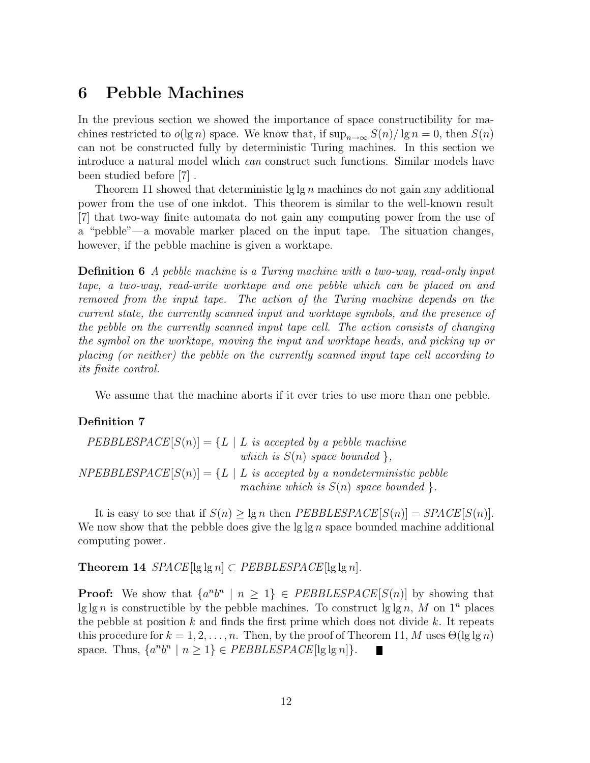# 6 Pebble Machines

In the previous section we showed the importance of space constructibility for machines restricted to $o(\lg n)$ space. We know that, if $\sup_{n \to \infty} S(n)/\lg n = 0$, then $S(n)$ can not be constructed fully by deterministic Turing machines. In this section we introduce a natural model which *can* construct such functions. Similar models have been studied before [7] .

Theorem 11 showed that deterministic $\lg \lg n$ machines do not gain any additional power from the use of one inkdot. This theorem is similar to the well-known result [7] that two-way finite automata do not gain any computing power from the use of a "pebble"—a movable marker placed on the input tape. The situation changes, however, if the pebble machine is given a worktape.

**Definition 6** *A pebble machine is a Turing machine with a two-way, read-only input tape, a two-way, read-write worktape and one pebble which can be placed on and removed from the input tape. The action of the Turing machine depends on the current state, the currently scanned input and worktape symbols, and the presence of the pebble on the currently scanned input tape cell. The action consists of changing the symbol on the worktape, moving the input and worktape heads, and picking up or placing (or neither) the pebble on the currently scanned input tape cell according to its finite control.*

We assume that the machine aborts if it ever tries to use more than one pebble.

**Definition 7**

$$\begin{aligned} \mathit{PEBBLESPACE}[S(n)] &= \{L \mid L \textit{ is accepted by a pebble machine} \\ &\qquad \textit{which is } S(n) \textit{ space bounded }\}, \\ \mathit{NPEBBLESPACE}[S(n)] &= \{L \mid L \textit{ is accepted by a nondeterministic pebble} \\ &\qquad \textit{machine which is } S(n) \textit{ space bounded }\}. \end{aligned}$$

It is easy to see that if $S(n) \geq \lg n$ then $\mathit{PEBBLESPACE}[S(n)] = \mathit{SPACE}[S(n)]$. We now show that the pebble does give the $\lg \lg n$ space bounded machine additional computing power.

**Theorem 14** *$\mathit{SPACE}[\lg \lg n] \subset \mathit{PEBBLESPACE}[\lg \lg n]$.*

**Proof:** We show that $\{a^n b^n \mid n \geq 1\} \in \mathit{PEBBLESPACE}[S(n)]$ by showing that $\lg \lg n$ is constructible by the pebble machines. To construct $\lg \lg n$, $M$ on $1^n$ places the pebble at position $k$ and finds the first prime which does not divide $k$. It repeats this procedure for $k = 1, 2, \ldots, n$. Then, by the proof of Theorem 11, $M$ uses $\Theta(\lg \lg n)$ space. Thus, $\{a^n b^n \mid n \geq 1\} \in \mathit{PEBBLESPACE}[\lg \lg n]\}$. ∎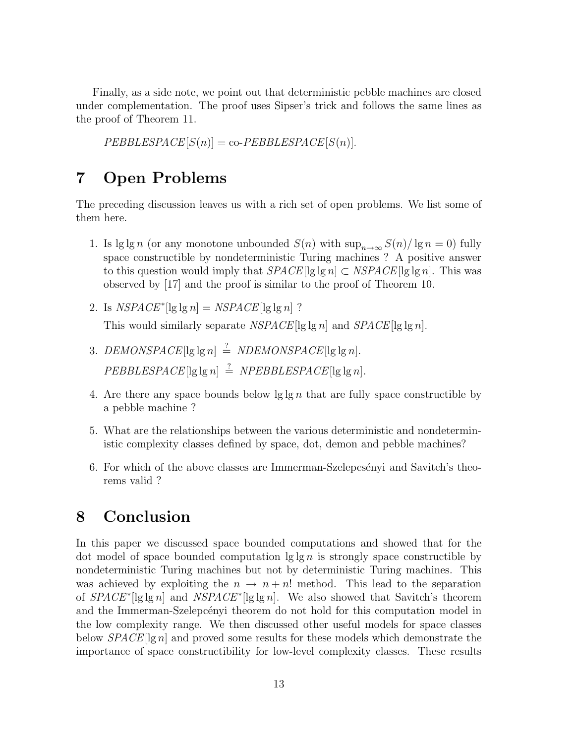Finally, as a side note, we point out that deterministic pebble machines are closed under complementation. The proof uses Sipser's trick and follows the same lines as the proof of Theorem 11.

$$PEBBLESPACE[S(n)] = \text{co-}PEBBLESPACE[S(n)].$$

# 7 Open Problems

The preceding discussion leaves us with a rich set of open problems. We list some of them here.

1. Is $\lg \lg n$ (or any monotone unbounded $S(n)$ with $\sup_{n \to \infty} S(n)/\lg n = 0$) fully space constructible by nondeterministic Turing machines ? A positive answer to this question would imply that $SPACE[\lg \lg n] \subset NSPACE[\lg \lg n]$. This was observed by [17] and the proof is similar to the proof of Theorem 10.

2. Is $NSPACE^*[\lg \lg n] = NSPACE[\lg \lg n]$ ?

   This would similarly separate $NSPACE[\lg \lg n]$ and $SPACE[\lg \lg n]$.

3. $DEMONSPACE[\lg \lg n] \stackrel{?}{=} NDEMONSPACE[\lg \lg n]$.

   $PEBBLESPACE[\lg \lg n] \stackrel{?}{=} NPEBBLESPACE[\lg \lg n]$.

4. Are there any space bounds below $\lg \lg n$ that are fully space constructible by a pebble machine ?

5. What are the relationships between the various deterministic and nondeterministic complexity classes defined by space, dot, demon and pebble machines?

6. For which of the above classes are Immerman-Szelepcsényi and Savitch's theorems valid ?

# 8 Conclusion

In this paper we discussed space bounded computations and showed that for the dot model of space bounded computation $\lg \lg n$ is strongly space constructible by nondeterministic Turing machines but not by deterministic Turing machines. This was achieved by exploiting the $n \to n + n!$ method. This lead to the separation of $SPACE^*[\lg \lg n]$ and $NSPACE^*[\lg \lg n]$. We also showed that Savitch's theorem and the Immerman-Szelepcényi theorem do not hold for this computation model in the low complexity range. We then discussed other useful models for space classes below $SPACE[\lg n]$ and proved some results for these models which demonstrate the importance of space constructibility for low-level complexity classes. These results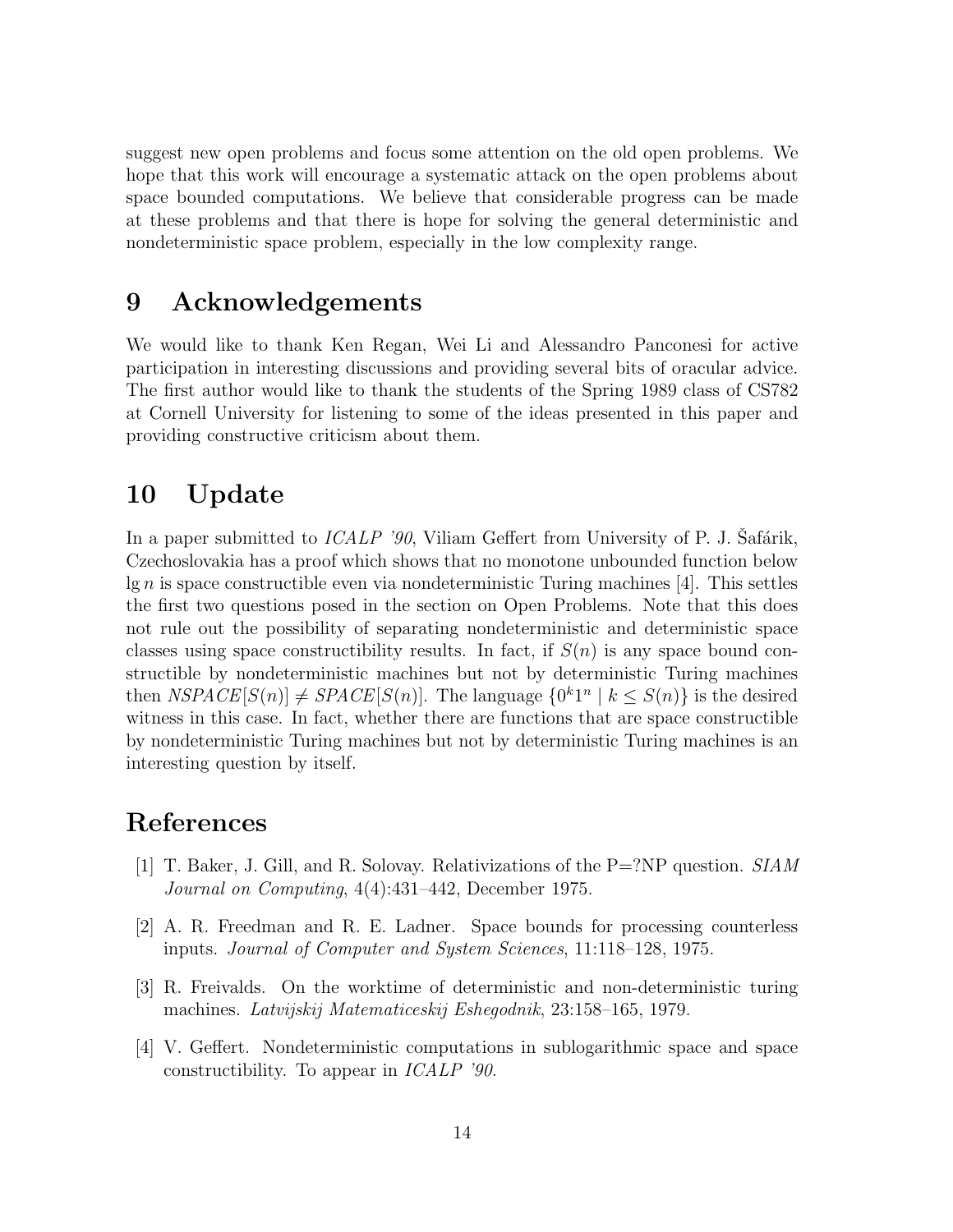suggest new open problems and focus some attention on the old open problems. We hope that this work will encourage a systematic attack on the open problems about space bounded computations. We believe that considerable progress can be made at these problems and that there is hope for solving the general deterministic and nondeterministic space problem, especially in the low complexity range.

## 9 Acknowledgements

We would like to thank Ken Regan, Wei Li and Alessandro Panconesi for active participation in interesting discussions and providing several bits of oracular advice. The first author would like to thank the students of the Spring 1989 class of CS782 at Cornell University for listening to some of the ideas presented in this paper and providing constructive criticism about them.

## 10 Update

In a paper submitted to *ICALP '90*, Viliam Geffert from University of P. J. Šafárik, Czechoslovakia has a proof which shows that no monotone unbounded function below $\lg n$ is space constructible even via nondeterministic Turing machines [4]. This settles the first two questions posed in the section on Open Problems. Note that this does not rule out the possibility of separating nondeterministic and deterministic space classes using space constructibility results. In fact, if $S(n)$ is any space bound constructible by nondeterministic machines but not by deterministic Turing machines then $NSPACE[S(n)] \neq SPACE[S(n)]$. The language $\{0^k 1^n \mid k \leq S(n)\}$ is the desired witness in this case. In fact, whether there are functions that are space constructible by nondeterministic Turing machines but not by deterministic Turing machines is an interesting question by itself.

## References

[1] T. Baker, J. Gill, and R. Solovay. Relativizations of the P=?NP question. *SIAM Journal on Computing*, 4(4):431–442, December 1975.

[2] A. R. Freedman and R. E. Ladner. Space bounds for processing counterless inputs. *Journal of Computer and System Sciences*, 11:118–128, 1975.

[3] R. Freivalds. On the worktime of deterministic and non-deterministic turing machines. *Latvijskij Matematiceskij Eshegodnik*, 23:158–165, 1979.

[4] V. Geffert. Nondeterministic computations in sublogarithmic space and space constructibility. To appear in *ICALP '90*.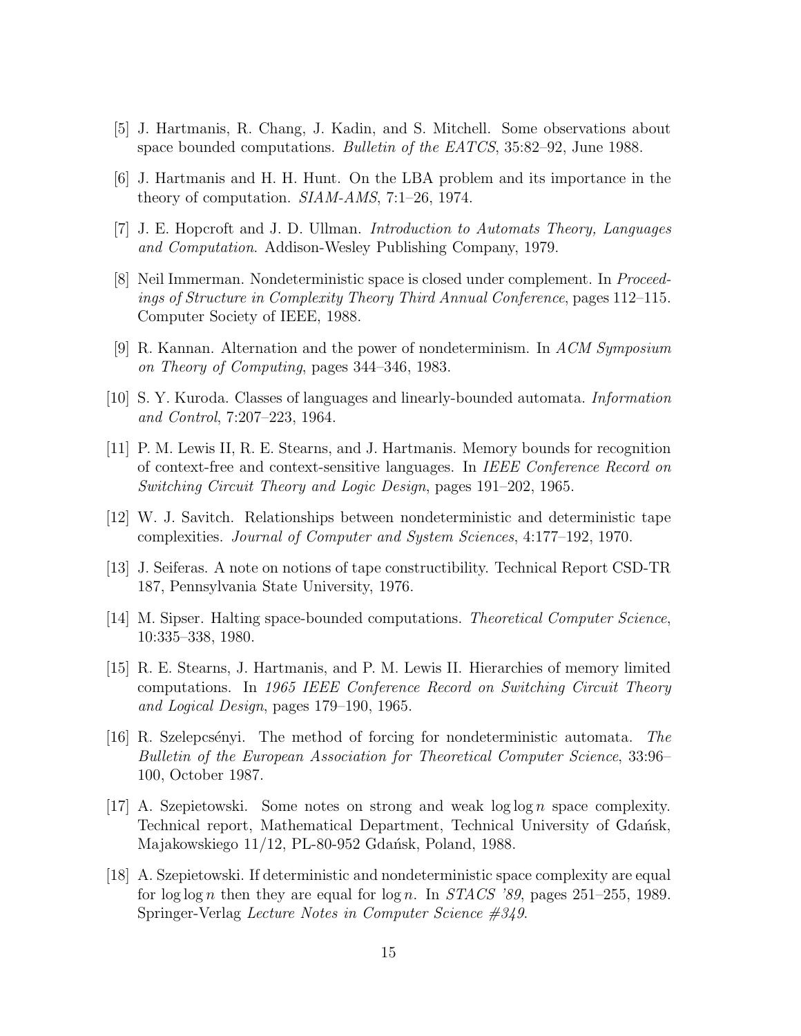[5] J. Hartmanis, R. Chang, J. Kadin, and S. Mitchell. Some observations about space bounded computations. *Bulletin of the EATCS*, 35:82–92, June 1988.

[6] J. Hartmanis and H. H. Hunt. On the LBA problem and its importance in the theory of computation. *SIAM-AMS*, 7:1–26, 1974.

[7] J. E. Hopcroft and J. D. Ullman. *Introduction to Automats Theory, Languages and Computation*. Addison-Wesley Publishing Company, 1979.

[8] Neil Immerman. Nondeterministic space is closed under complement. In *Proceedings of Structure in Complexity Theory Third Annual Conference*, pages 112–115. Computer Society of IEEE, 1988.

[9] R. Kannan. Alternation and the power of nondeterminism. In *ACM Symposium on Theory of Computing*, pages 344–346, 1983.

[10] S. Y. Kuroda. Classes of languages and linearly-bounded automata. *Information and Control*, 7:207–223, 1964.

[11] P. M. Lewis II, R. E. Stearns, and J. Hartmanis. Memory bounds for recognition of context-free and context-sensitive languages. In *IEEE Conference Record on Switching Circuit Theory and Logic Design*, pages 191–202, 1965.

[12] W. J. Savitch. Relationships between nondeterministic and deterministic tape complexities. *Journal of Computer and System Sciences*, 4:177–192, 1970.

[13] J. Seiferas. A note on notions of tape constructibility. Technical Report CSD-TR 187, Pennsylvania State University, 1976.

[14] M. Sipser. Halting space-bounded computations. *Theoretical Computer Science*, 10:335–338, 1980.

[15] R. E. Stearns, J. Hartmanis, and P. M. Lewis II. Hierarchies of memory limited computations. In *1965 IEEE Conference Record on Switching Circuit Theory and Logical Design*, pages 179–190, 1965.

[16] R. Szelepcsényi. The method of forcing for nondeterministic automata. *The Bulletin of the European Association for Theoretical Computer Science*, 33:96–100, October 1987.

[17] A. Szepietowski. Some notes on strong and weak $\log \log n$ space complexity. Technical report, Mathematical Department, Technical University of Gdańsk, Majakowskiego 11/12, PL-80-952 Gdańsk, Poland, 1988.

[18] A. Szepietowski. If deterministic and nondeterministic space complexity are equal for $\log \log n$ then they are equal for $\log n$. In *STACS '89*, pages 251–255, 1989. Springer-Verlag *Lecture Notes in Computer Science #349*.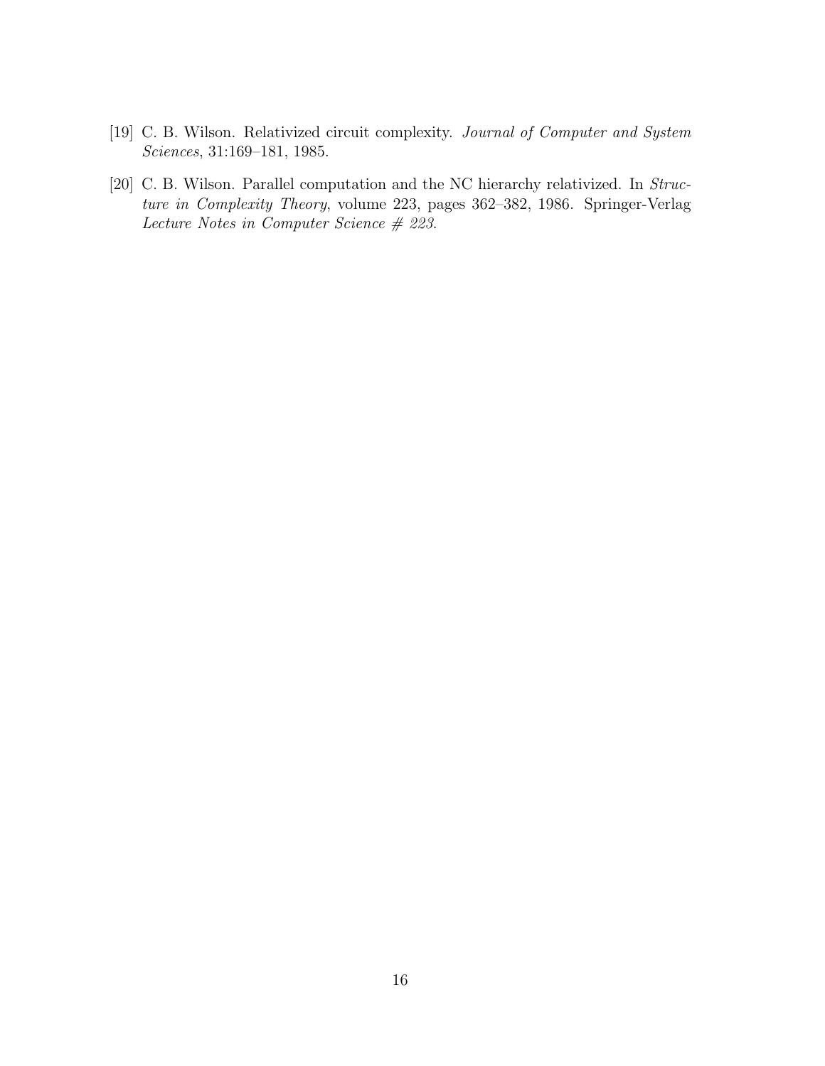[19] C. B. Wilson. Relativized circuit complexity. *Journal of Computer and System Sciences*, 31:169–181, 1985.

[20] C. B. Wilson. Parallel computation and the NC hierarchy relativized. In *Structure in Complexity Theory*, volume 223, pages 362–382, 1986. Springer-Verlag *Lecture Notes in Computer Science # 223*.